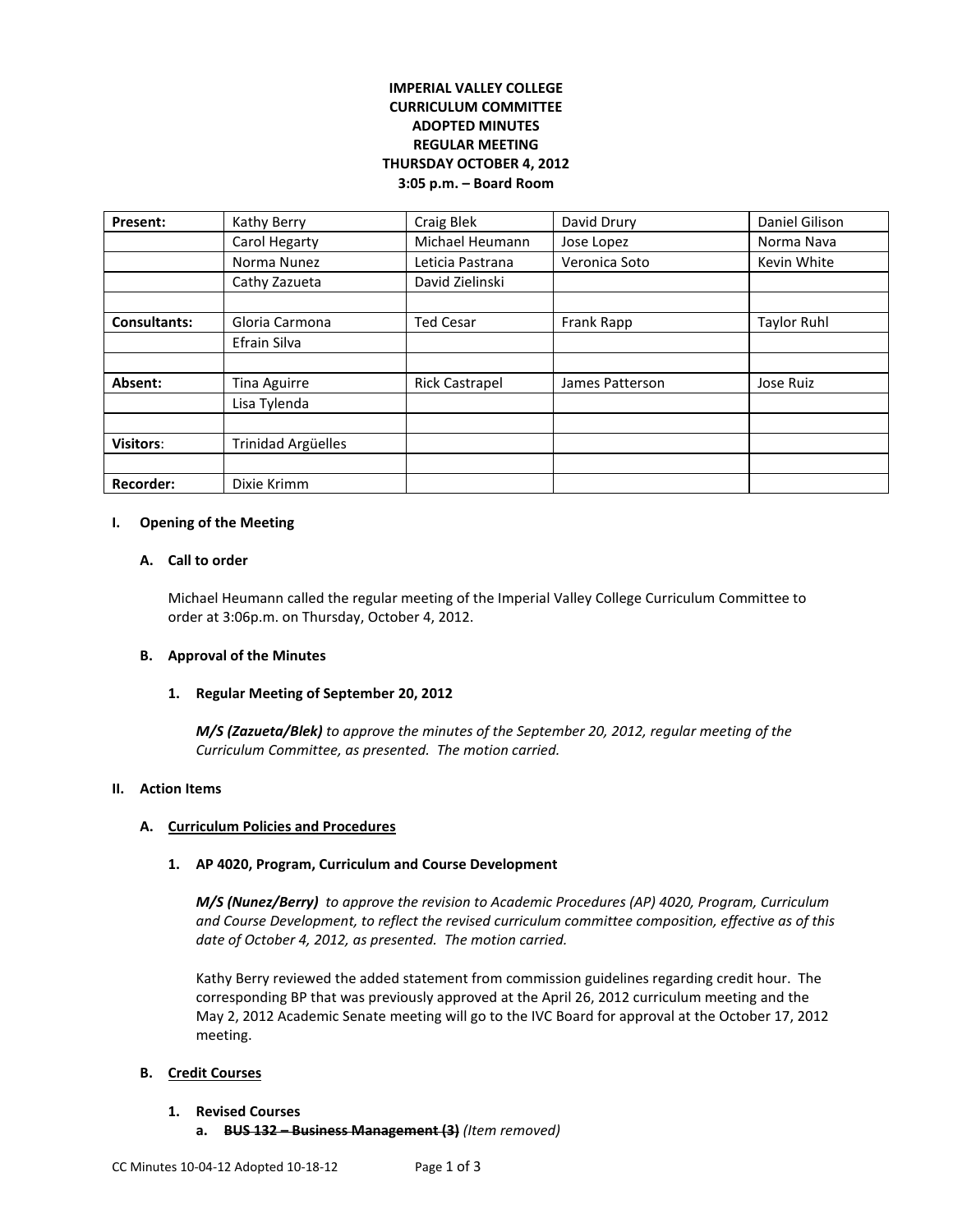**IMPERIAL VALLEY COLLEGE**
**CURRICULUM COMMITTEE**
**ADOPTED MINUTES**
**REGULAR MEETING**
**THURSDAY OCTOBER 4, 2012**
**3:05 p.m. – Board Room**

| | | | | |
|---|---|---|---|---|
| **Present:** | Kathy Berry | Craig Blek | David Drury | Daniel Gilison |
| | Carol Hegarty | Michael Heumann | Jose Lopez | Norma Nava |
| | Norma Nunez | Leticia Pastrana | Veronica Soto | Kevin White |
| | Cathy Zazueta | David Zielinski | | |
| | | | | |
| **Consultants:** | Gloria Carmona | Ted Cesar | Frank Rapp | Taylor Ruhl |
| | Efrain Silva | | | |
| | | | | |
| **Absent:** | Tina Aguirre | Rick Castrapel | James Patterson | Jose Ruiz |
| | Lisa Tylenda | | | |
| | | | | |
| **Visitors**: | Trinidad Argüelles | | | |
| | | | | |
| **Recorder:** | Dixie Krimm | | | |

## I. Opening of the Meeting

### A. Call to order

Michael Heumann called the regular meeting of the Imperial Valley College Curriculum Committee to order at 3:06p.m. on Thursday, October 4, 2012.

### B. Approval of the Minutes

#### 1. Regular Meeting of September 20, 2012

***M/S (Zazueta/Blek)*** *to approve the minutes of the September 20, 2012, regular meeting of the Curriculum Committee, as presented. The motion carried.*

## II. Action Items

### A. Curriculum Policies and Procedures

#### 1. AP 4020, Program, Curriculum and Course Development

***M/S (Nunez/Berry)*** *to approve the revision to Academic Procedures (AP) 4020, Program, Curriculum and Course Development, to reflect the revised curriculum committee composition, effective as of this date of October 4, 2012, as presented. The motion carried.*

Kathy Berry reviewed the added statement from commission guidelines regarding credit hour. The corresponding BP that was previously approved at the April 26, 2012 curriculum meeting and the May 2, 2012 Academic Senate meeting will go to the IVC Board for approval at the October 17, 2012 meeting.

### B. Credit Courses

#### 1. Revised Courses

a. ~~**BUS 132 – Business Management (3)**~~ *(Item removed)*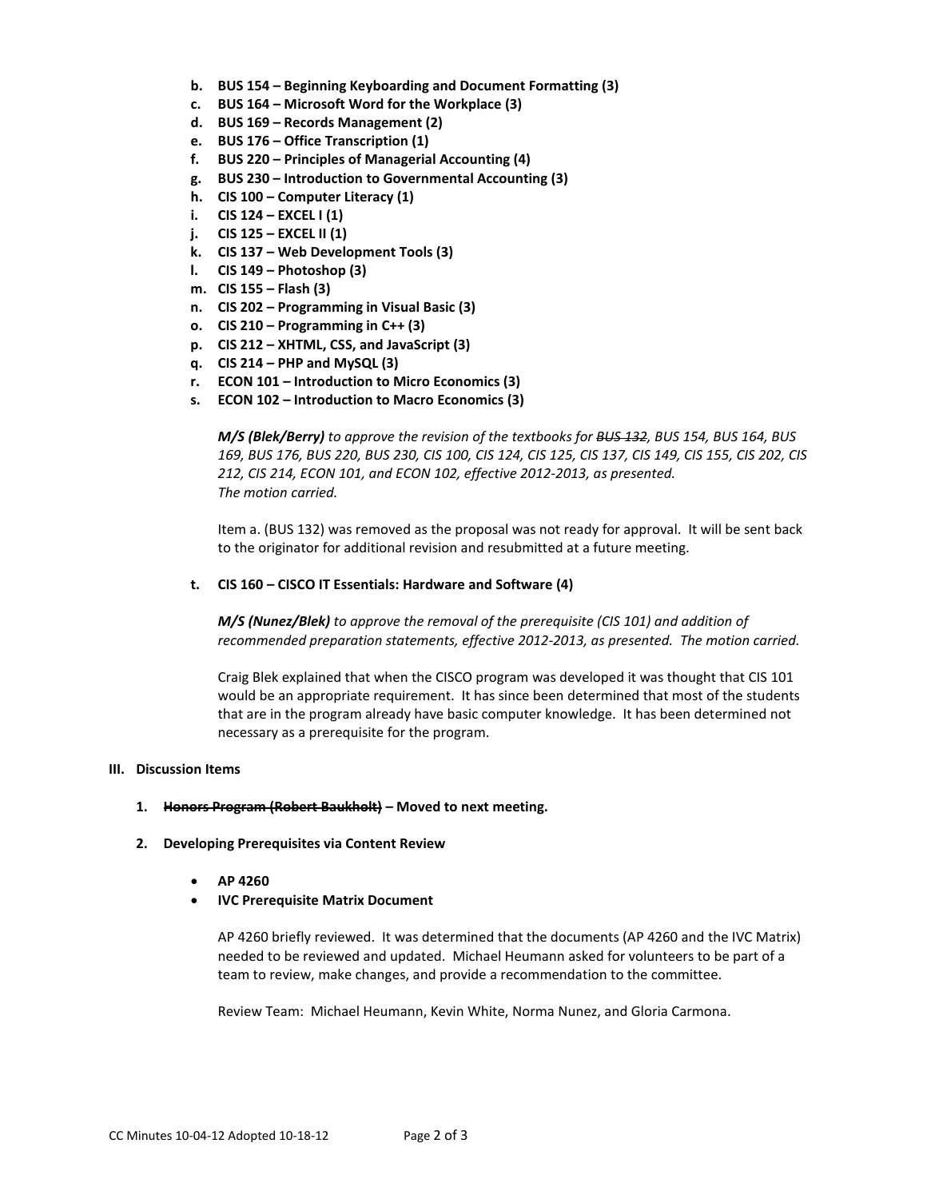b. **BUS 154 – Beginning Keyboarding and Document Formatting (3)**
c. **BUS 164 – Microsoft Word for the Workplace (3)**
d. **BUS 169 – Records Management (2)**
e. **BUS 176 – Office Transcription (1)**
f. **BUS 220 – Principles of Managerial Accounting (4)**
g. **BUS 230 – Introduction to Governmental Accounting (3)**
h. **CIS 100 – Computer Literacy (1)**
i. **CIS 124 – EXCEL I (1)**
j. **CIS 125 – EXCEL II (1)**
k. **CIS 137 – Web Development Tools (3)**
l. **CIS 149 – Photoshop (3)**
m. **CIS 155 – Flash (3)**
n. **CIS 202 – Programming in Visual Basic (3)**
o. **CIS 210 – Programming in C++ (3)**
p. **CIS 212 – XHTML, CSS, and JavaScript (3)**
q. **CIS 214 – PHP and MySQL (3)**
r. **ECON 101 – Introduction to Micro Economics (3)**
s. **ECON 102 – Introduction to Macro Economics (3)**

***M/S (Blek/Berry)*** *to approve the revision of the textbooks for ~~BUS 132~~, BUS 154, BUS 164, BUS 169, BUS 176, BUS 220, BUS 230, CIS 100, CIS 124, CIS 125, CIS 137, CIS 149, CIS 155, CIS 202, CIS 212, CIS 214, ECON 101, and ECON 102, effective 2012-2013, as presented. The motion carried.*

Item a. (BUS 132) was removed as the proposal was not ready for approval. It will be sent back to the originator for additional revision and resubmitted at a future meeting.

t. **CIS 160 – CISCO IT Essentials: Hardware and Software (4)**

***M/S (Nunez/Blek)*** *to approve the removal of the prerequisite (CIS 101) and addition of recommended preparation statements, effective 2012-2013, as presented. The motion carried.*

Craig Blek explained that when the CISCO program was developed it was thought that CIS 101 would be an appropriate requirement. It has since been determined that most of the students that are in the program already have basic computer knowledge. It has been determined not necessary as a prerequisite for the program.

## III. Discussion Items

1. **~~Honors Program (Robert Baukholt)~~ – Moved to next meeting.**

2. **Developing Prerequisites via Content Review**

   - **AP 4260**
   - **IVC Prerequisite Matrix Document**

   AP 4260 briefly reviewed. It was determined that the documents (AP 4260 and the IVC Matrix) needed to be reviewed and updated. Michael Heumann asked for volunteers to be part of a team to review, make changes, and provide a recommendation to the committee.

   Review Team: Michael Heumann, Kevin White, Norma Nunez, and Gloria Carmona.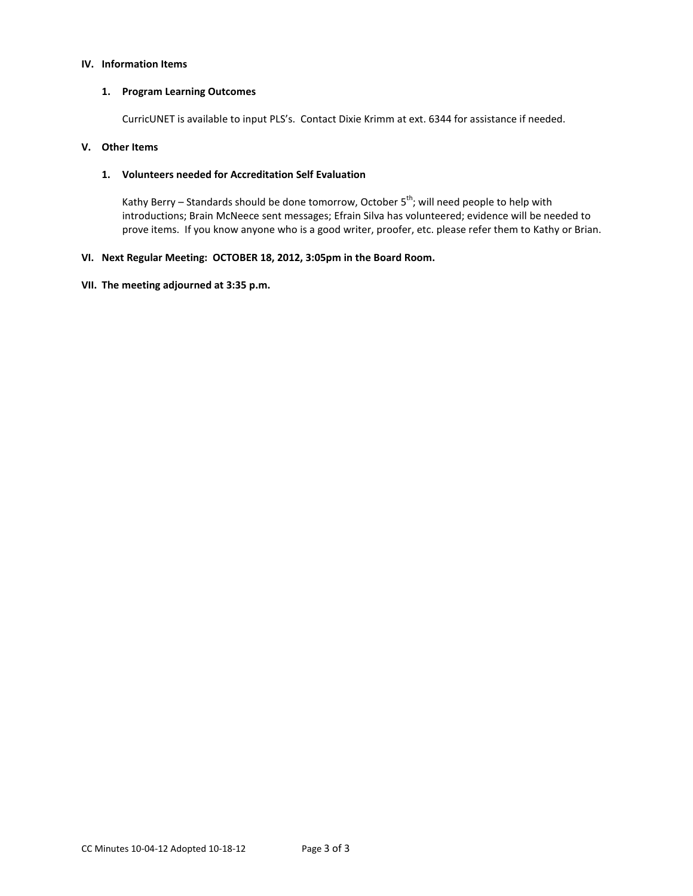## IV. Information Items

### 1. Program Learning Outcomes

CurricUNET is available to input PLS's. Contact Dixie Krimm at ext. 6344 for assistance if needed.

## V. Other Items

### 1. Volunteers needed for Accreditation Self Evaluation

Kathy Berry – Standards should be done tomorrow, October 5th; will need people to help with introductions; Brain McNeece sent messages; Efrain Silva has volunteered; evidence will be needed to prove items. If you know anyone who is a good writer, proofer, etc. please refer them to Kathy or Brian.

## VI. Next Regular Meeting: OCTOBER 18, 2012, 3:05pm in the Board Room.

## VII. The meeting adjourned at 3:35 p.m.